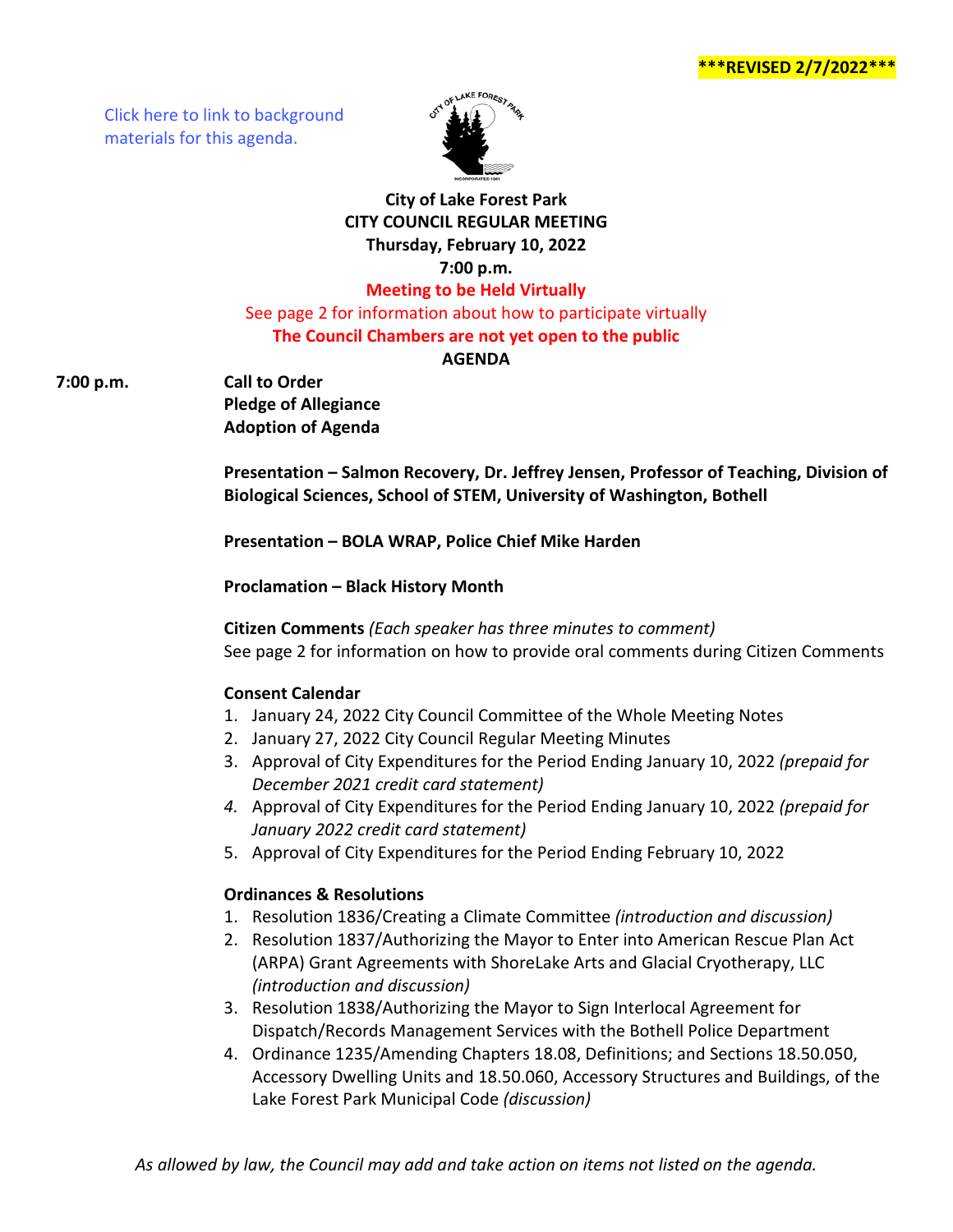***REVISED 2/7/2022***

Click here to link to background materials for this agenda.

# City of Lake Forest Park
## CITY COUNCIL REGULAR MEETING
**Thursday, February 10, 2022**

**7:00 p.m.**

**Meeting to be Held Virtually**

See page 2 for information about how to participate virtually

**The Council Chambers are not yet open to the public**

**AGENDA**

**7:00 p.m.** **Call to Order**

**Pledge of Allegiance**

**Adoption of Agenda**

**Presentation – Salmon Recovery, Dr. Jeffrey Jensen, Professor of Teaching, Division of Biological Sciences, School of STEM, University of Washington, Bothell**

**Presentation – BOLA WRAP, Police Chief Mike Harden**

**Proclamation – Black History Month**

**Citizen Comments** *(Each speaker has three minutes to comment)*
See page 2 for information on how to provide oral comments during Citizen Comments

**Consent Calendar**

1. January 24, 2022 City Council Committee of the Whole Meeting Notes
2. January 27, 2022 City Council Regular Meeting Minutes
3. Approval of City Expenditures for the Period Ending January 10, 2022 *(prepaid for December 2021 credit card statement)*
4. Approval of City Expenditures for the Period Ending January 10, 2022 *(prepaid for January 2022 credit card statement)*
5. Approval of City Expenditures for the Period Ending February 10, 2022

**Ordinances & Resolutions**

1. Resolution 1836/Creating a Climate Committee *(introduction and discussion)*
2. Resolution 1837/Authorizing the Mayor to Enter into American Rescue Plan Act (ARPA) Grant Agreements with ShoreLake Arts and Glacial Cryotherapy, LLC *(introduction and discussion)*
3. Resolution 1838/Authorizing the Mayor to Sign Interlocal Agreement for Dispatch/Records Management Services with the Bothell Police Department
4. Ordinance 1235/Amending Chapters 18.08, Definitions; and Sections 18.50.050, Accessory Dwelling Units and 18.50.060, Accessory Structures and Buildings, of the Lake Forest Park Municipal Code *(discussion)*

*As allowed by law, the Council may add and take action on items not listed on the agenda.*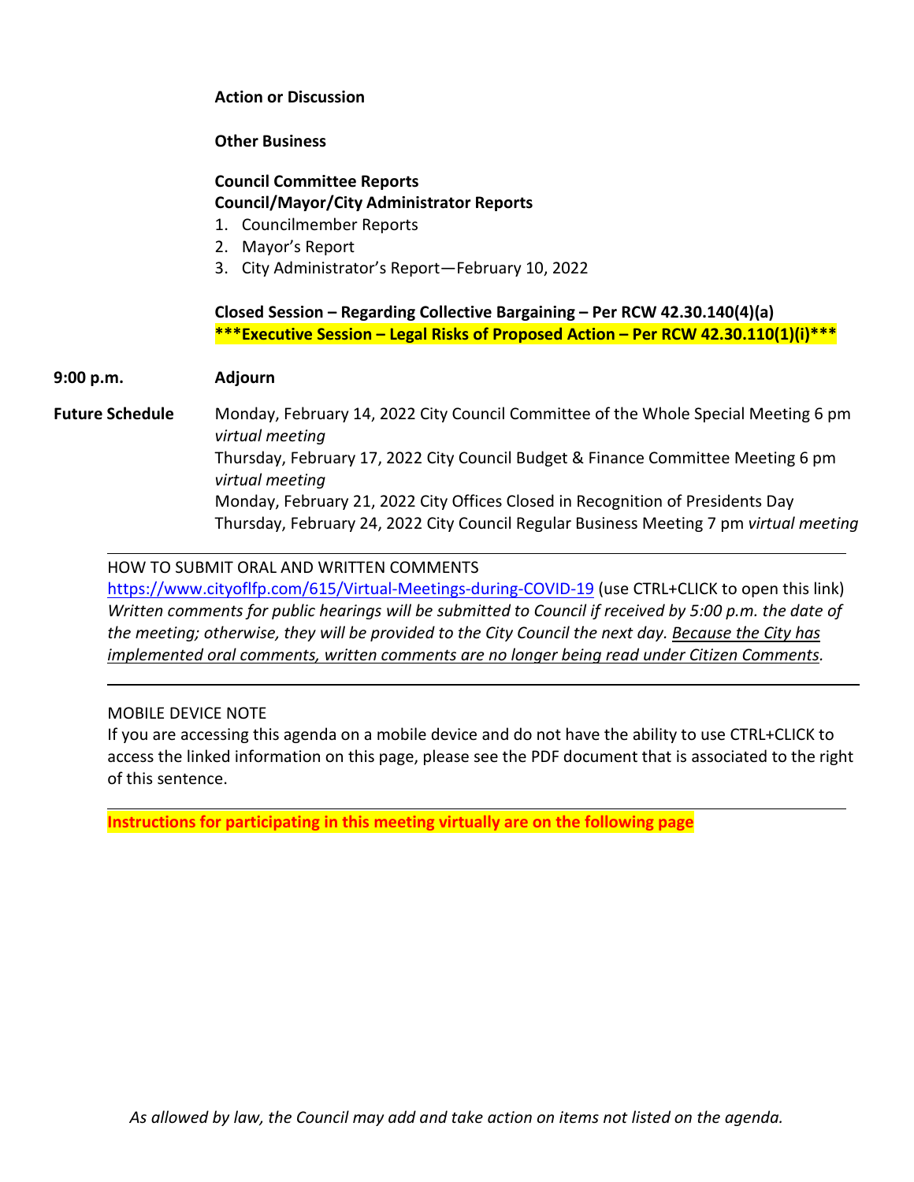**Action or Discussion**

**Other Business**

**Council Committee Reports**
**Council/Mayor/City Administrator Reports**

1. Councilmember Reports
2. Mayor's Report
3. City Administrator's Report—February 10, 2022

**Closed Session – Regarding Collective Bargaining – Per RCW 42.30.140(4)(a)**
**\*\*\*Executive Session – Legal Risks of Proposed Action – Per RCW 42.30.110(1)(i)\*\*\***

**9:00 p.m.** **Adjourn**

**Future Schedule**

Monday, February 14, 2022 City Council Committee of the Whole Special Meeting 6 pm *virtual meeting*
Thursday, February 17, 2022 City Council Budget & Finance Committee Meeting 6 pm *virtual meeting*
Monday, February 21, 2022 City Offices Closed in Recognition of Presidents Day
Thursday, February 24, 2022 City Council Regular Business Meeting 7 pm *virtual meeting*

---

HOW TO SUBMIT ORAL AND WRITTEN COMMENTS
https://www.cityoflfp.com/615/Virtual-Meetings-during-COVID-19 (use CTRL+CLICK to open this link)
*Written comments for public hearings will be submitted to Council if received by 5:00 p.m. the date of the meeting; otherwise, they will be provided to the City Council the next day. <u>Because the City has implemented oral comments, written comments are no longer being read under Citizen Comments</u>.*

---

MOBILE DEVICE NOTE
If you are accessing this agenda on a mobile device and do not have the ability to use CTRL+CLICK to access the linked information on this page, please see the PDF document that is associated to the right of this sentence.

---

**Instructions for participating in this meeting virtually are on the following page**

*As allowed by law, the Council may add and take action on items not listed on the agenda.*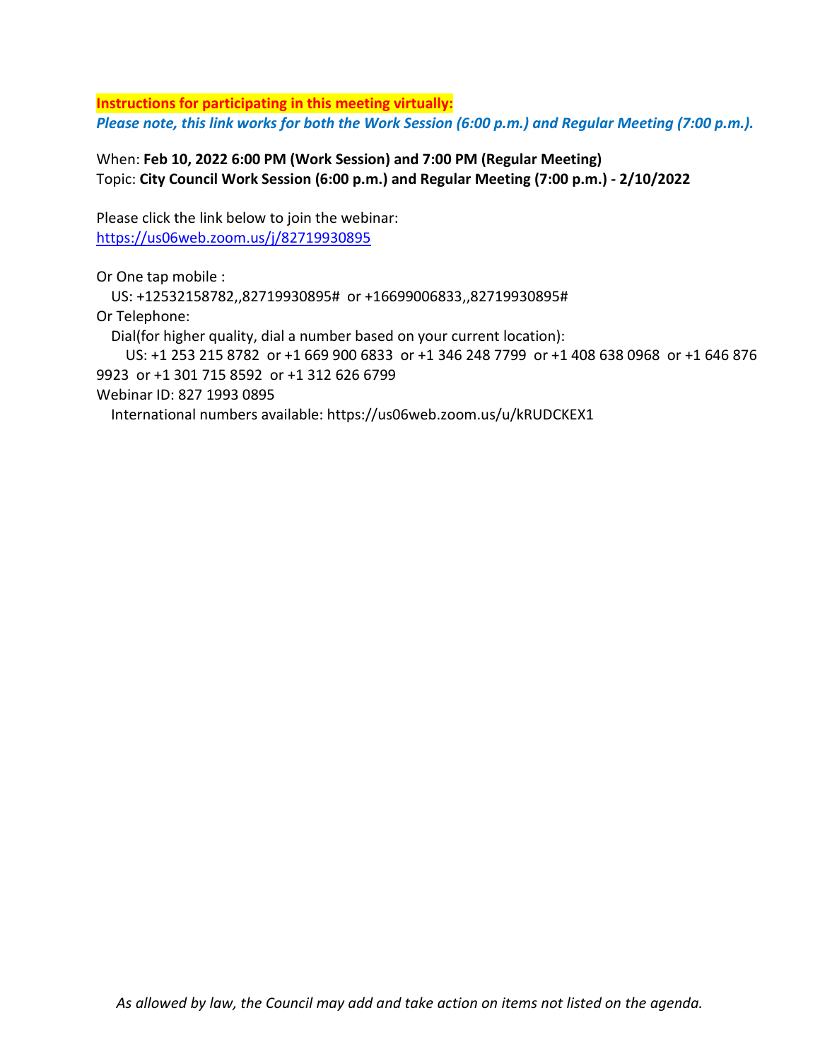**Instructions for participating in this meeting virtually:**

***Please note, this link works for both the Work Session (6:00 p.m.) and Regular Meeting (7:00 p.m.).***

When: **Feb 10, 2022 6:00 PM (Work Session) and 7:00 PM (Regular Meeting)**
Topic: **City Council Work Session (6:00 p.m.) and Regular Meeting (7:00 p.m.) - 2/10/2022**

Please click the link below to join the webinar:
https://us06web.zoom.us/j/82719930895

Or One tap mobile :
US: +12532158782,,82719930895# or +16699006833,,82719930895#
Or Telephone:
Dial(for higher quality, dial a number based on your current location):
US: +1 253 215 8782 or +1 669 900 6833 or +1 346 248 7799 or +1 408 638 0968 or +1 646 876 9923 or +1 301 715 8592 or +1 312 626 6799
Webinar ID: 827 1993 0895
International numbers available: https://us06web.zoom.us/u/kRUDCKEX1

*As allowed by law, the Council may add and take action on items not listed on the agenda.*